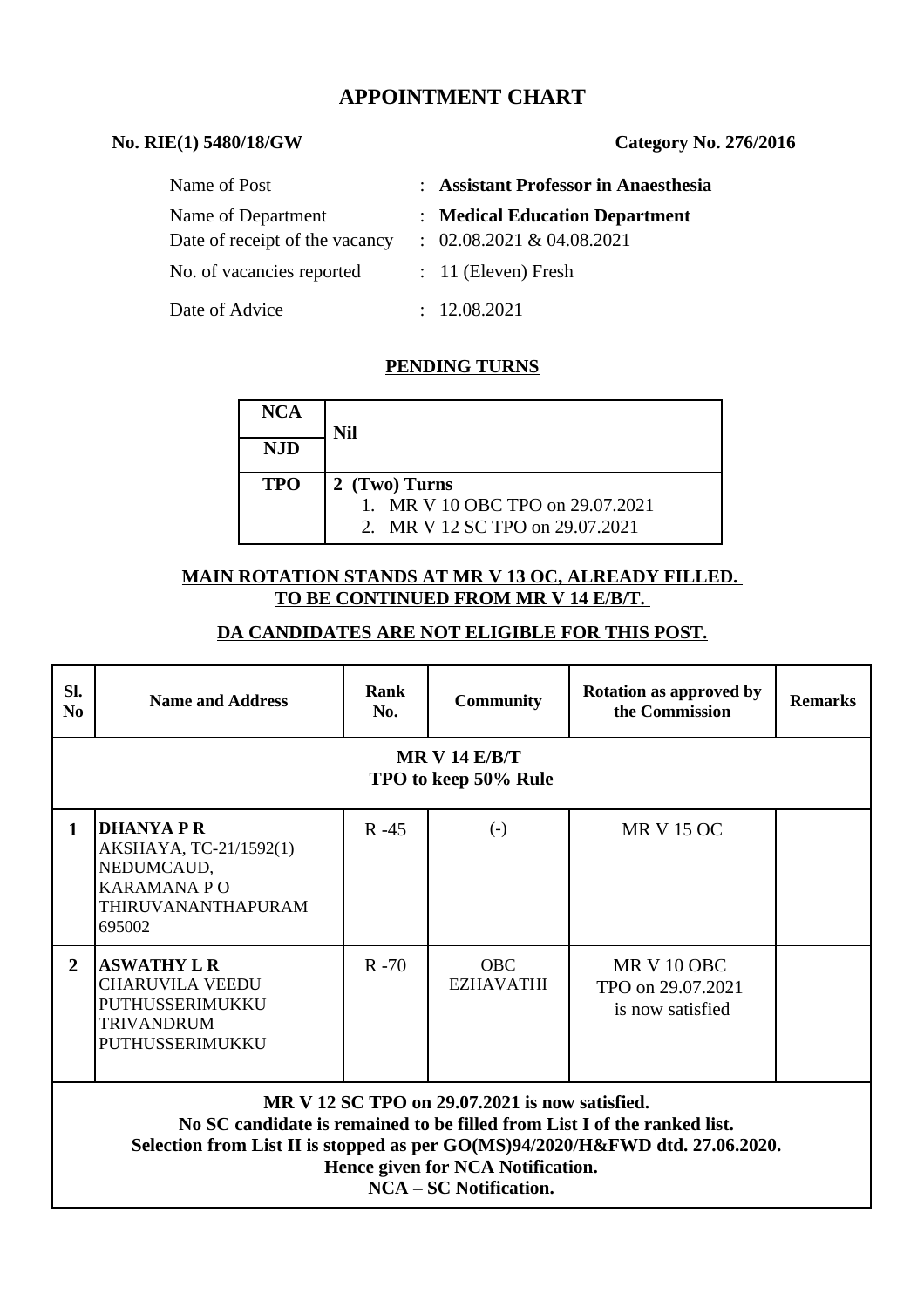# APPOINTMENT CHART

**No. RIE(1) 5480/18/GW** **Category No. 276/2016**

| | | |
|---|---|---|
| Name of Post | : | **Assistant Professor in Anaesthesia** |
| Name of Department | : | **Medical Education Department** |
| Date of receipt of the vacancy | : | 02.08.2021 & 04.08.2021 |
| No. of vacancies reported | : | 11 (Eleven) Fresh |
| Date of Advice | : | 12.08.2021 |

## PENDING TURNS

| | |
|---|---|
| **NCA** | **Nil** |
| **NJD** | |
| **TPO** | **2 (Two) Turns**<br>1. MR V 10 OBC TPO on 29.07.2021<br>2. MR V 12 SC TPO on 29.07.2021 |

**MAIN ROTATION STANDS AT MR V 13 OC, ALREADY FILLED. TO BE CONTINUED FROM MR V 14 E/B/T.**

**DA CANDIDATES ARE NOT ELIGIBLE FOR THIS POST.**

| Sl. No | Name and Address | Rank No. | Community | Rotation as approved by the Commission | Remarks |
|---|---|---|---|---|---|
| **MR V 14 E/B/T<br>TPO to keep 50% Rule** | | | | | |
| **1** | **DHANYA P R**<br>AKSHAYA, TC-21/1592(1)<br>NEDUMCAUD,<br>KARAMANA P O<br>THIRUVANANTHAPURAM<br>695002 | R -45 | (-) | MR V 15 OC | |
| **2** | **ASWATHY L R**<br>CHARUVILA VEEDU<br>PUTHUSSERIMUKKU<br>TRIVANDRUM<br>PUTHUSSERIMUKKU | R -70 | OBC<br>EZHAVATHI | MR V 10 OBC<br>TPO on 29.07.2021<br>is now satisfied | |
| **MR V 12 SC TPO on 29.07.2021 is now satisfied.<br>No SC candidate is remained to be filled from List I of the ranked list.<br>Selection from List II is stopped as per GO(MS)94/2020/H&FWD dtd. 27.06.2020.<br>Hence given for NCA Notification.<br>NCA – SC Notification.** | | | | | |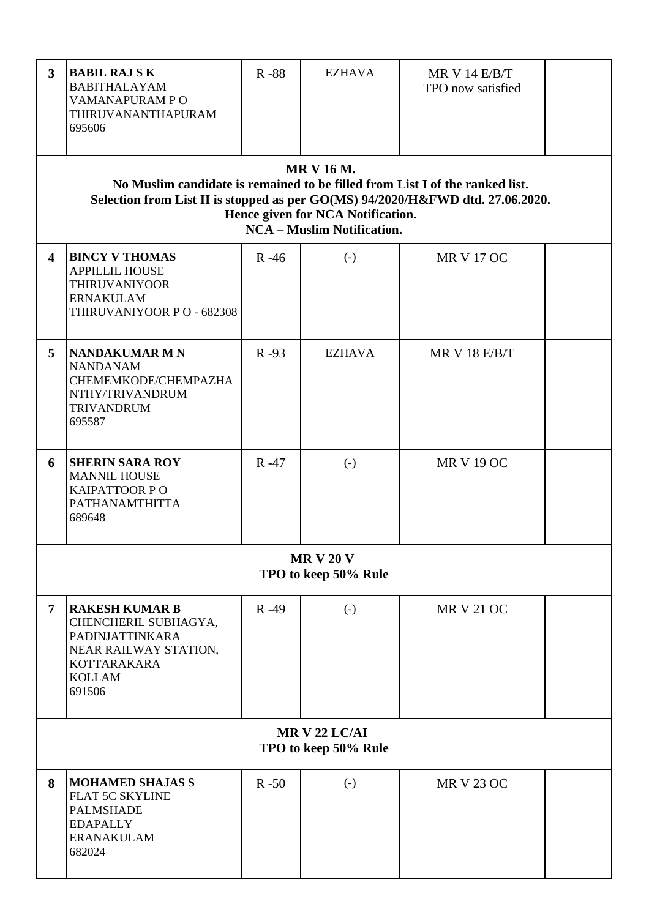| | | | | | |
|---|---|---|---|---|---|
| **3** | **BABIL RAJ S K**<br>BABITHALAYAM<br>VAMANAPURAM P O<br>THIRUVANANTHAPURAM<br>695606 | R -88 | EZHAVA | MR V 14 E/B/T<br>TPO now satisfied | |
| | **MR V 16 M.**<br>**No Muslim candidate is remained to be filled from List I of the ranked list.**<br>**Selection from List II is stopped as per GO(MS) 94/2020/H&FWD dtd. 27.06.2020.**<br>**Hence given for NCA Notification.**<br>**NCA – Muslim Notification.** | | | | |
| **4** | **BINCY V THOMAS**<br>APPILLIL HOUSE<br>THIRUVANIYOOR<br>ERNAKULAM<br>THIRUVANIYOOR P O - 682308 | R -46 | (-) | MR V 17 OC | |
| **5** | **NANDAKUMAR M N**<br>NANDANAM<br>CHEMEMKODE/CHEMPAZHA<br>NTHY/TRIVANDRUM<br>TRIVANDRUM<br>695587 | R -93 | EZHAVA | MR V 18 E/B/T | |
| **6** | **SHERIN SARA ROY**<br>MANNIL HOUSE<br>KAIPATTOOR P O<br>PATHANAMTHITTA<br>689648 | R -47 | (-) | MR V 19 OC | |
| | **MR V 20 V**<br>**TPO to keep 50% Rule** | | | | |
| **7** | **RAKESH KUMAR B**<br>CHENCHERIL SUBHAGYA,<br>PADINJATTINKARA<br>NEAR RAILWAY STATION,<br>KOTTARAKARA<br>KOLLAM<br>691506 | R -49 | (-) | MR V 21 OC | |
| | **MR V 22 LC/AI**<br>**TPO to keep 50% Rule** | | | | |
| **8** | **MOHAMED SHAJAS S**<br>FLAT 5C SKYLINE<br>PALMSHADE<br>EDAPALLY<br>ERANAKULAM<br>682024 | R -50 | (-) | MR V 23 OC | |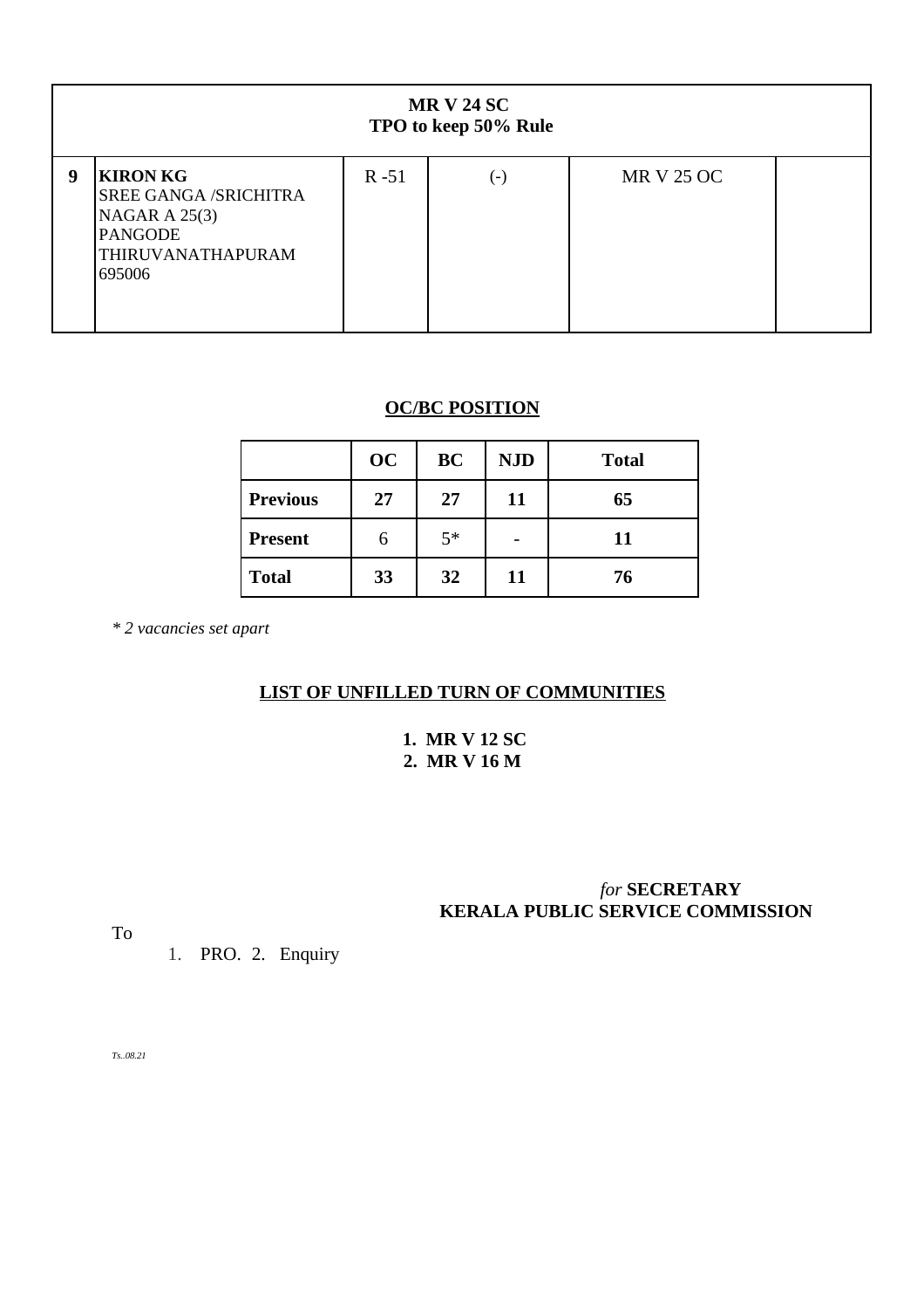| | | | | | |
|---|---|---|---|---|---|
| **MR V 24 SC**<br>**TPO to keep 50% Rule** | | | | | |
| **9** | **KIRON KG**<br>SREE GANGA /SRICHITRA NAGAR A 25(3)<br>PANGODE<br>THIRUVANATHAPURAM<br>695006 | R -51 | (-) | MR V 25 OC | |

## OC/BC POSITION

| | OC | BC | NJD | Total |
|---|---|---|---|---|
| **Previous** | **27** | **27** | **11** | **65** |
| **Present** | 6 | 5* | - | **11** |
| **Total** | **33** | **32** | **11** | **76** |

*\* 2 vacancies set apart*

## LIST OF UNFILLED TURN OF COMMUNITIES

1. **MR V 12 SC**
2. **MR V 16 M**

*for* **SECRETARY**
**KERALA PUBLIC SERVICE COMMISSION**

To

1. PRO. 2. Enquiry

*Ts..08.21*